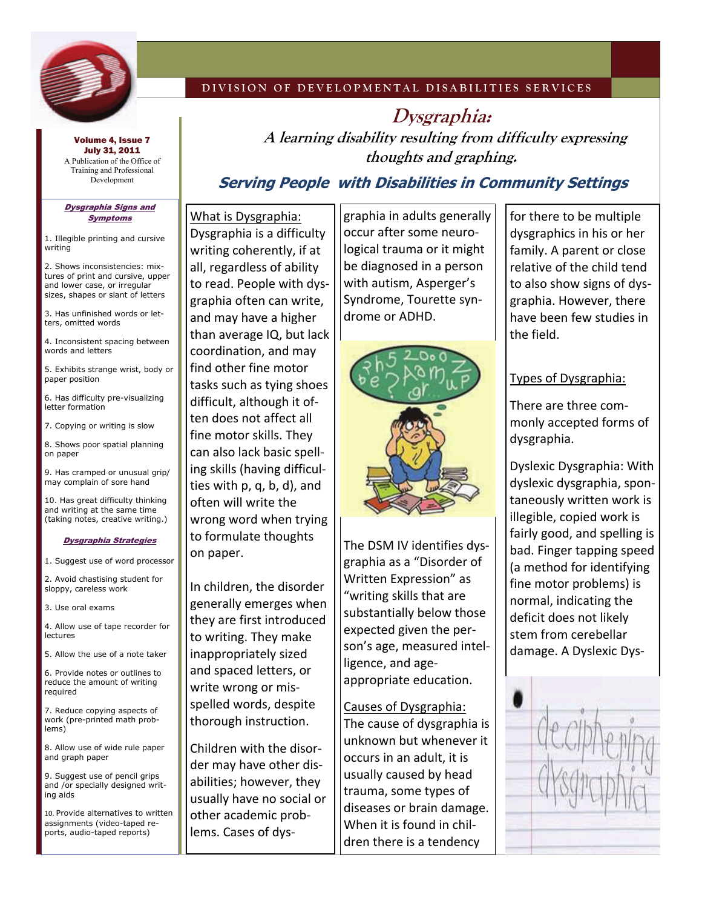DIVISION OF DEVELOPMENTAL DISABILITIES SERVICES

Volume 4, Issue 7
July 31, 2011
A Publication of the Office of Training and Professional Development

# Dysgraphia:

## A learning disability resulting from difficulty expressing thoughts and graphing.

### Serving People with Disabilities in Community Settings

**Dysgraphia Signs and Symptoms**

1. Illegible printing and cursive writing
2. Shows inconsistencies: mixtures of print and cursive, upper and lower case, or irregular sizes, shapes or slant of letters
3. Has unfinished words or letters, omitted words
4. Inconsistent spacing between words and letters
5. Exhibits strange wrist, body or paper position
6. Has difficulty pre-visualizing letter formation
7. Copying or writing is slow
8. Shows poor spatial planning on paper
9. Has cramped or unusual grip/ may complain of sore hand
10. Has great difficulty thinking and writing at the same time (taking notes, creative writing.)

**Dysgraphia Strategies**

1. Suggest use of word processor
2. Avoid chastising student for sloppy, careless work
3. Use oral exams
4. Allow use of tape recorder for lectures
5. Allow the use of a note taker
6. Provide notes or outlines to reduce the amount of writing required
7. Reduce copying aspects of work (pre-printed math problems)
8. Allow use of wide rule paper and graph paper
9. Suggest use of pencil grips and /or specially designed writing aids
10. Provide alternatives to written assignments (video-taped reports, audio-taped reports)

What is Dysgraphia:

Dysgraphia is a difficulty writing coherently, if at all, regardless of ability to read. People with dysgraphia often can write, and may have a higher than average IQ, but lack coordination, and may find other fine motor tasks such as tying shoes difficult, although it often does not affect all fine motor skills. They can also lack basic spelling skills (having difficulties with p, q, b, d), and often will write the wrong word when trying to formulate thoughts on paper.

In children, the disorder generally emerges when they are first introduced to writing. They make inappropriately sized and spaced letters, or write wrong or misspelled words, despite thorough instruction.

Children with the disorder may have other disabilities; however, they usually have no social or other academic problems. Cases of dysgraphia in adults generally occur after some neurological trauma or it might be diagnosed in a person with autism, Asperger's Syndrome, Tourette syndrome or ADHD.

The DSM IV identifies dysgraphia as a "Disorder of Written Expression" as "writing skills that are substantially below those expected given the person's age, measured intelligence, and age-appropriate education.

Causes of Dysgraphia:

The cause of dysgraphia is unknown but whenever it occurs in an adult, it is usually caused by head trauma, some types of diseases or brain damage. When it is found in children there is a tendency for there to be multiple dysgraphics in his or her family. A parent or close relative of the child tend to also show signs of dysgraphia. However, there have been few studies in the field.

Types of Dysgraphia:

There are three commonly accepted forms of dysgraphia.

Dyslexic Dysgraphia: With dyslexic dysgraphia, spontaneously written work is illegible, copied work is fairly good, and spelling is bad. Finger tapping speed (a method for identifying fine motor problems) is normal, indicating the deficit does not likely stem from cerebellar damage. A Dyslexic Dys-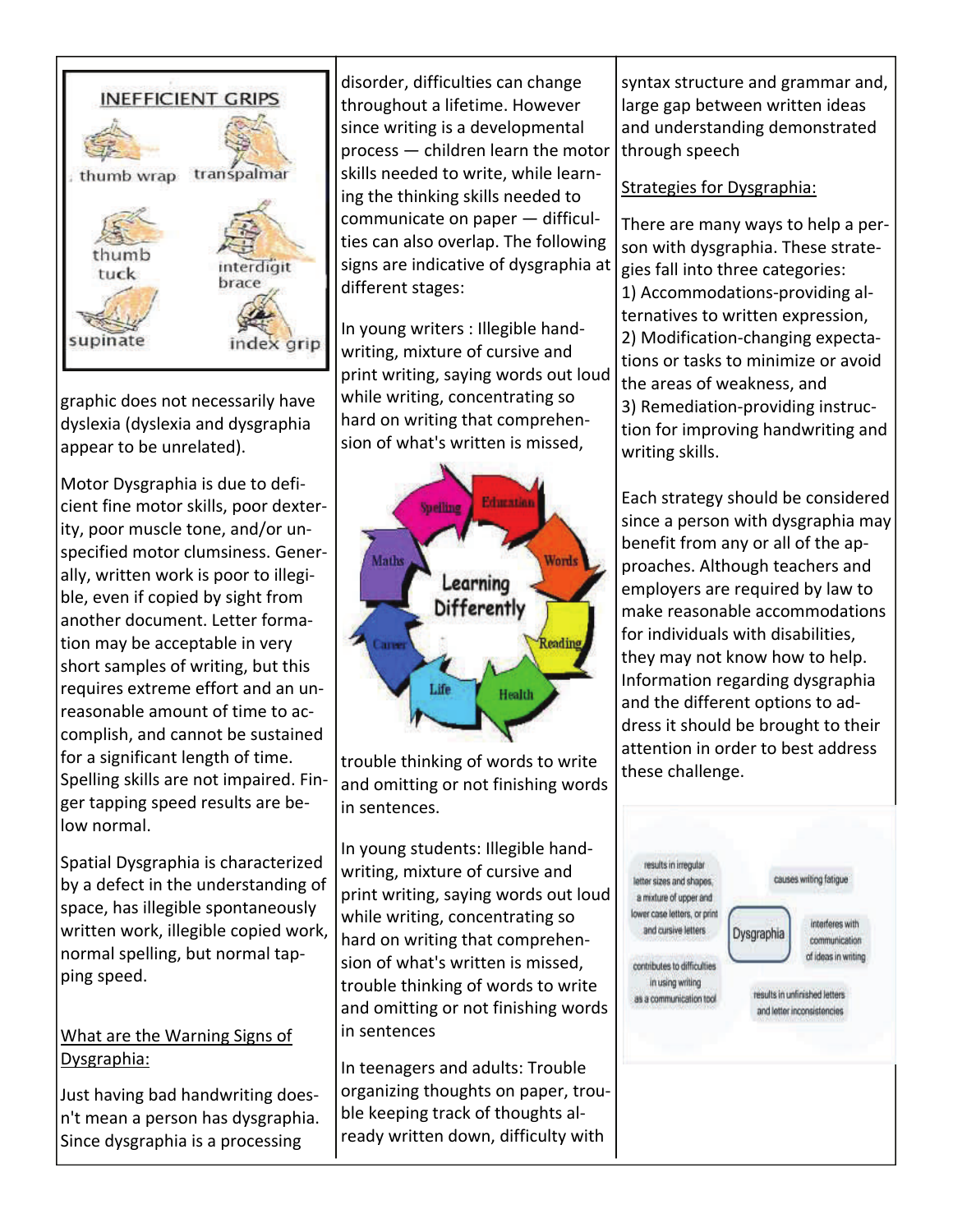INEFFICIENT GRIPS

thumb wrap

transpalmar

thumb tuck

interdigit brace

supinate

index grip

graphic does not necessarily have dyslexia (dyslexia and dysgraphia appear to be unrelated).

Motor Dysgraphia is due to deficient fine motor skills, poor dexterity, poor muscle tone, and/or unspecified motor clumsiness. Generally, written work is poor to illegible, even if copied by sight from another document. Letter formation may be acceptable in very short samples of writing, but this requires extreme effort and an unreasonable amount of time to accomplish, and cannot be sustained for a significant length of time. Spelling skills are not impaired. Finger tapping speed results are below normal.

Spatial Dysgraphia is characterized by a defect in the understanding of space, has illegible spontaneously written work, illegible copied work, normal spelling, but normal tapping speed.

## What are the Warning Signs of Dysgraphia:

Just having bad handwriting doesn't mean a person has dysgraphia. Since dysgraphia is a processing disorder, difficulties can change throughout a lifetime. However since writing is a developmental process — children learn the motor skills needed to write, while learning the thinking skills needed to communicate on paper — difficulties can also overlap. The following signs are indicative of dysgraphia at different stages:

In young writers : Illegible handwriting, mixture of cursive and print writing, saying words out loud while writing, concentrating so hard on writing that comprehension of what's written is missed, trouble thinking of words to write and omitting or not finishing words in sentences.

Learning Differently

Spelling

Education

Words

Reading

Health

Life

Career

Maths

In young students: Illegible handwriting, mixture of cursive and print writing, saying words out loud while writing, concentrating so hard on writing that comprehension of what's written is missed, trouble thinking of words to write and omitting or not finishing words in sentences

In teenagers and adults: Trouble organizing thoughts on paper, trouble keeping track of thoughts already written down, difficulty with syntax structure and grammar and, large gap between written ideas and understanding demonstrated through speech

## Strategies for Dysgraphia:

There are many ways to help a person with dysgraphia. These strategies fall into three categories:

1) Accommodations-providing alternatives to written expression,
2) Modification-changing expectations or tasks to minimize or avoid the areas of weakness, and
3) Remediation-providing instruction for improving handwriting and writing skills.

Each strategy should be considered since a person with dysgraphia may benefit from any or all of the approaches. Although teachers and employers are required by law to make reasonable accommodations for individuals with disabilities, they may not know how to help. Information regarding dysgraphia and the different options to address it should be brought to their attention in order to best address these challenge.

Dysgraphia

results in irregular letter sizes and shapes, a mixture of upper and lower case letters, or print and cursive letters

causes writing fatigue

interferes with communication of ideas in writing

contributes to difficulties in using writing as a communication tool

results in unfinished letters and letter inconsistencies